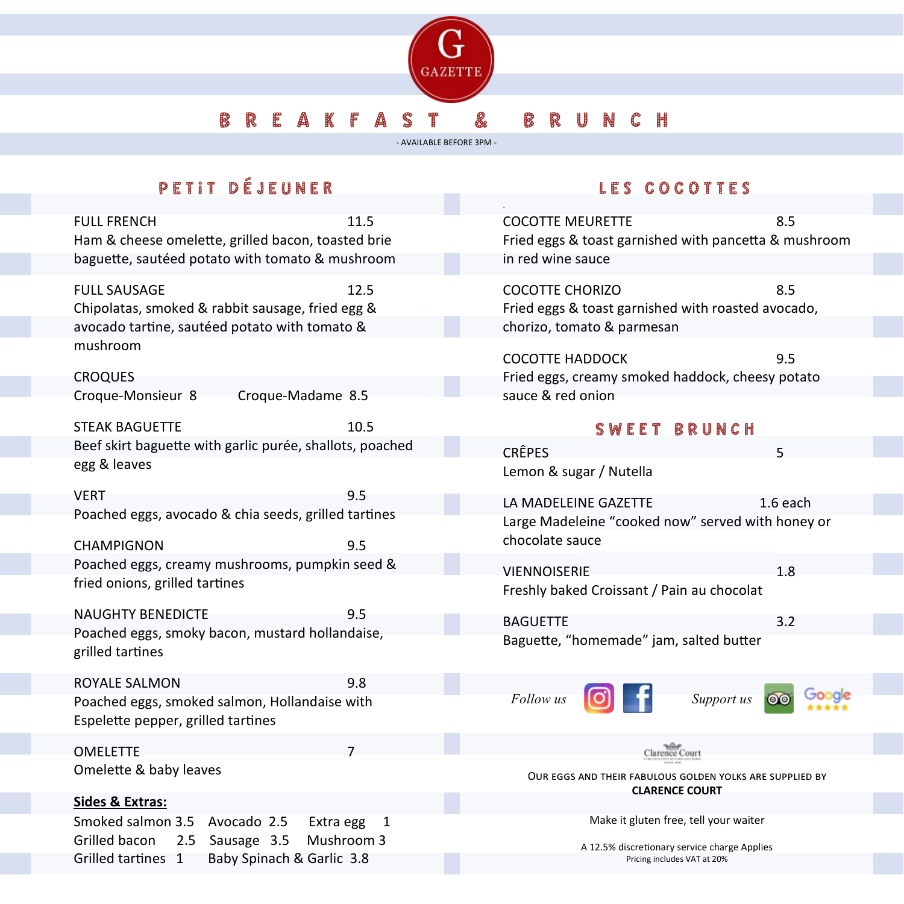G
GAZETTE

# BREAKFAST & BRUNCH

- AVAILABLE BEFORE 3PM -

## PETiT DÉJEUNER

FULL FRENCH 11.5
Ham & cheese omelette, grilled bacon, toasted brie baguette, sautéed potato with tomato & mushroom

FULL SAUSAGE 12.5
Chipolatas, smoked & rabbit sausage, fried egg & avocado tartine, sautéed potato with tomato & mushroom

CROQUES
Croque-Monsieur 8 Croque-Madame 8.5

STEAK BAGUETTE 10.5
Beef skirt baguette with garlic purée, shallots, poached egg & leaves

VERT 9.5
Poached eggs, avocado & chia seeds, grilled tartines

CHAMPIGNON 9.5
Poached eggs, creamy mushrooms, pumpkin seed & fried onions, grilled tartines

NAUGHTY BENEDICTE 9.5
Poached eggs, smoky bacon, mustard hollandaise, grilled tartines

ROYALE SALMON 9.8
Poached eggs, smoked salmon, Hollandaise with Espelette pepper, grilled tartines

OMELETTE 7
Omelette & baby leaves

**Sides & Extras:**

Smoked salmon 3.5 Avocado 2.5 Extra egg 1
Grilled bacon 2.5 Sausage 3.5 Mushroom 3
Grilled tartines 1 Baby Spinach & Garlic 3.8

## LES COCOTTES

COCOTTE MEURETTE 8.5
Fried eggs & toast garnished with pancetta & mushroom in red wine sauce

COCOTTE CHORIZO 8.5
Fried eggs & toast garnished with roasted avocado, chorizo, tomato & parmesan

COCOTTE HADDOCK 9.5
Fried eggs, creamy smoked haddock, cheesy potato sauce & red onion

## SWEET BRUNCH

CRÊPES 5
Lemon & sugar / Nutella

LA MADELEINE GAZETTE 1.6 each
Large Madeleine "cooked now" served with honey or chocolate sauce

VIENNOISERIE 1.8
Freshly baked Croissant / Pain au chocolat

BAGUETTE 3.2
Baguette, "homemade" jam, salted butter

*Follow us* *Support us*

Clarence Court

OUR EGGS AND THEIR FABULOUS GOLDEN YOLKS ARE SUPPLIED BY **CLARENCE COURT**

Make it gluten free, tell your waiter

A 12.5% discretionary service charge Applies
Pricing includes VAT at 20%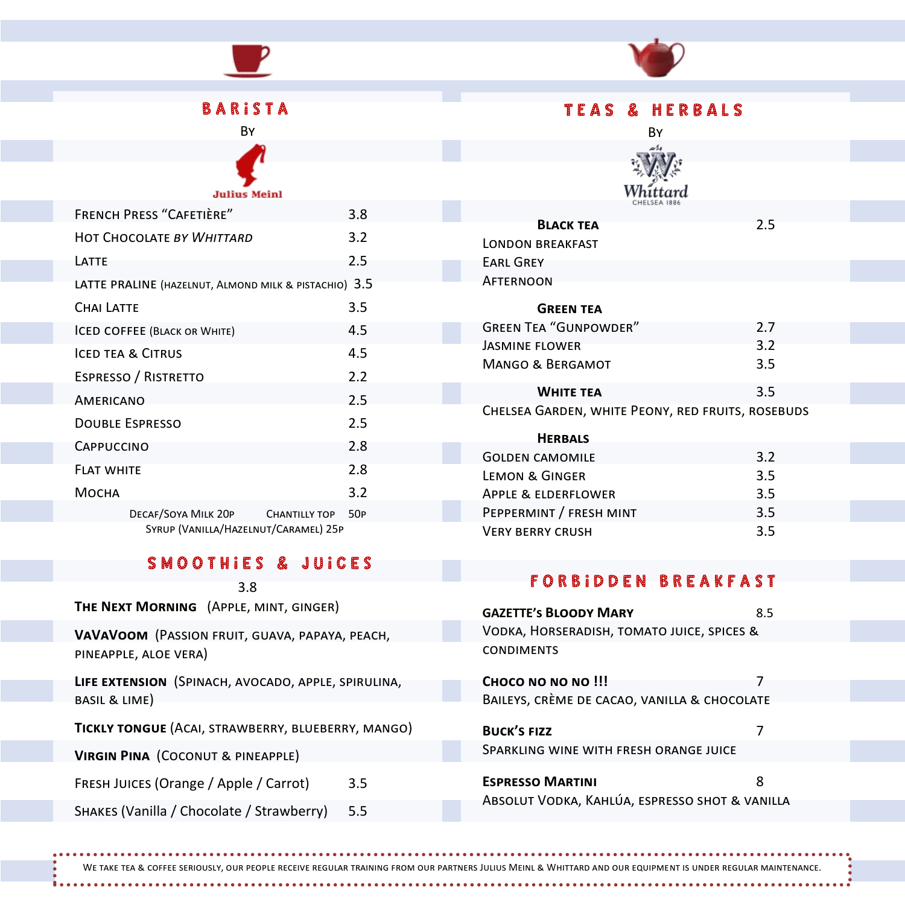## BARISTA

By

Julius Meinl

| | |
|---|---|
| French Press "Cafetière" | 3.8 |
| Hot Chocolate *by Whittard* | 3.2 |
| Latte | 2.5 |
| Latte Praline (hazelnut, almond milk & pistachio) | 3.5 |
| Chai Latte | 3.5 |
| Iced coffee (Black or White) | 4.5 |
| Iced tea & Citrus | 4.5 |
| Espresso / Ristretto | 2.2 |
| Americano | 2.5 |
| Double Espresso | 2.5 |
| Cappuccino | 2.8 |
| Flat white | 2.8 |
| Mocha | 3.2 |

Decaf/Soya Milk 20p  Chantilly top 50p
Syrup (Vanilla/Hazelnut/Caramel) 25p

## SMOOTHIES & JUICES

3.8

**The Next Morning** (Apple, mint, ginger)

**VaVaVoom** (Passion fruit, guava, papaya, peach, pineapple, aloe vera)

**Life extension** (Spinach, avocado, apple, spirulina, basil & lime)

**Tickly tongue** (Acai, strawberry, blueberry, mango)

**Virgin Pina** (Coconut & pineapple)

| | |
|---|---|
| Fresh Juices (Orange / Apple / Carrot) | 3.5 |
| Shakes (Vanilla / Chocolate / Strawberry) | 5.5 |

## TEAS & HERBALS

By

Whittard
CHELSEA 1886

| | |
|---|---|
| **Black tea** | 2.5 |
| London breakfast | |
| Earl Grey | |
| Afternoon | |
| **Green tea** | |
| Green Tea "Gunpowder" | 2.7 |
| Jasmine flower | 3.2 |
| Mango & Bergamot | 3.5 |
| **White tea** | 3.5 |
| Chelsea Garden, white Peony, red fruits, rosebuds | |
| **Herbals** | |
| Golden camomile | 3.2 |
| Lemon & Ginger | 3.5 |
| Apple & elderflower | 3.5 |
| Peppermint / fresh mint | 3.5 |
| Very berry crush | 3.5 |

## FORBIDDEN BREAKFAST

**GAZETTE's Bloody Mary** 8.5
Vodka, Horseradish, tomato juice, spices & condiments

**Choco no no no !!!** 7
Baileys, crème de cacao, vanilla & chocolate

**Buck's Fizz** 7
Sparkling wine with fresh orange juice

**Espresso Martini** 8
Absolut Vodka, Kahlúa, espresso shot & vanilla

We take tea & coffee seriously, our people receive regular training from our partners Julius Meinl & Whittard and our equipment is under regular maintenance.